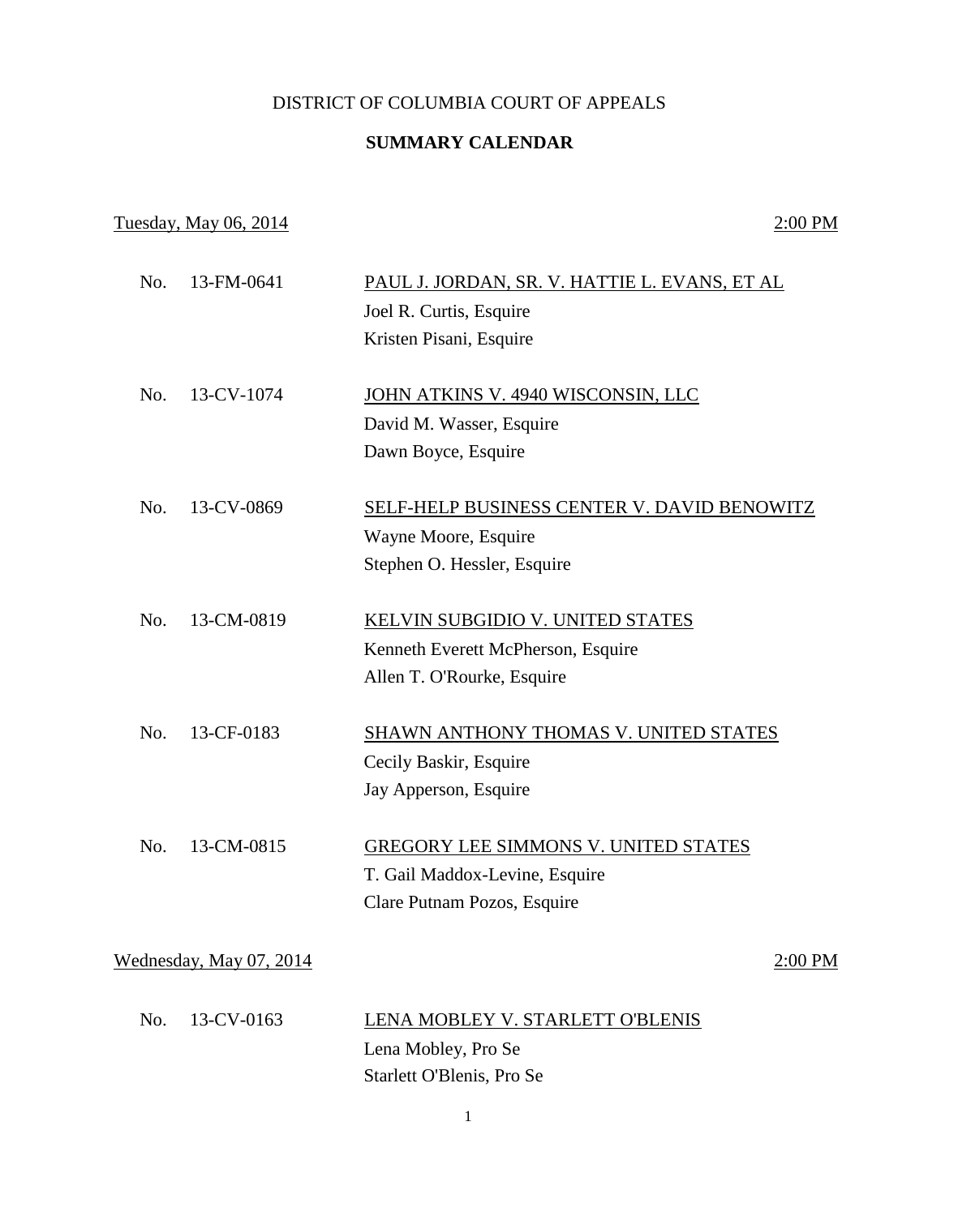# DISTRICT OF COLUMBIA COURT OF APPEALS

## SUMMARY CALENDAR

Tuesday, May 06, 2014 — 2:00 PM

No. 13-FM-0641 — PAUL J. JORDAN, SR. V. HATTIE L. EVANS, ET AL

Joel R. Curtis, Esquire
Kristen Pisani, Esquire

No. 13-CV-1074 — JOHN ATKINS V. 4940 WISCONSIN, LLC

David M. Wasser, Esquire
Dawn Boyce, Esquire

No. 13-CV-0869 — SELF-HELP BUSINESS CENTER V. DAVID BENOWITZ

Wayne Moore, Esquire
Stephen O. Hessler, Esquire

No. 13-CM-0819 — KELVIN SUBGIDIO V. UNITED STATES

Kenneth Everett McPherson, Esquire
Allen T. O'Rourke, Esquire

No. 13-CF-0183 — SHAWN ANTHONY THOMAS V. UNITED STATES

Cecily Baskir, Esquire
Jay Apperson, Esquire

No. 13-CM-0815 — GREGORY LEE SIMMONS V. UNITED STATES

T. Gail Maddox-Levine, Esquire
Clare Putnam Pozos, Esquire

Wednesday, May 07, 2014 — 2:00 PM

No. 13-CV-0163 — LENA MOBLEY V. STARLETT O'BLENIS

Lena Mobley, Pro Se
Starlett O'Blenis, Pro Se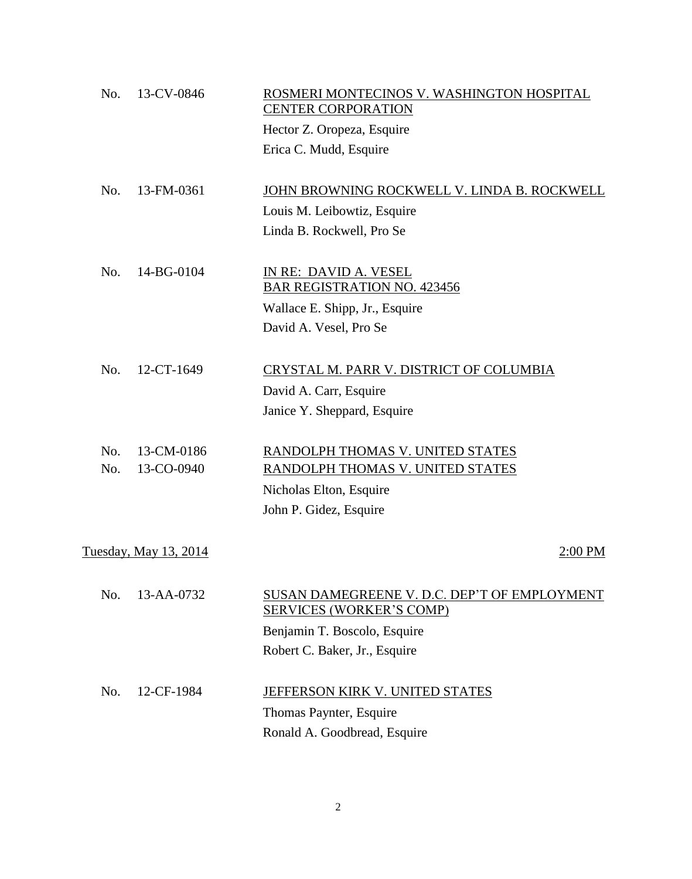No. 13-CV-0846 — ROSMERI MONTECINOS V. WASHINGTON HOSPITAL CENTER CORPORATION

Hector Z. Oropeza, Esquire
Erica C. Mudd, Esquire

No. 13-FM-0361 — JOHN BROWNING ROCKWELL V. LINDA B. ROCKWELL

Louis M. Leibowtiz, Esquire
Linda B. Rockwell, Pro Se

No. 14-BG-0104 — IN RE: DAVID A. VESEL BAR REGISTRATION NO. 423456

Wallace E. Shipp, Jr., Esquire
David A. Vesel, Pro Se

No. 12-CT-1649 — CRYSTAL M. PARR V. DISTRICT OF COLUMBIA

David A. Carr, Esquire
Janice Y. Sheppard, Esquire

No. 13-CM-0186 — RANDOLPH THOMAS V. UNITED STATES
No. 13-CO-0940 — RANDOLPH THOMAS V. UNITED STATES

Nicholas Elton, Esquire
John P. Gidez, Esquire

Tuesday, May 13, 2014 — 2:00 PM

No. 13-AA-0732 — SUSAN DAMEGREENE V. D.C. DEP'T OF EMPLOYMENT SERVICES (WORKER'S COMP)

Benjamin T. Boscolo, Esquire
Robert C. Baker, Jr., Esquire

No. 12-CF-1984 — JEFFERSON KIRK V. UNITED STATES

Thomas Paynter, Esquire
Ronald A. Goodbread, Esquire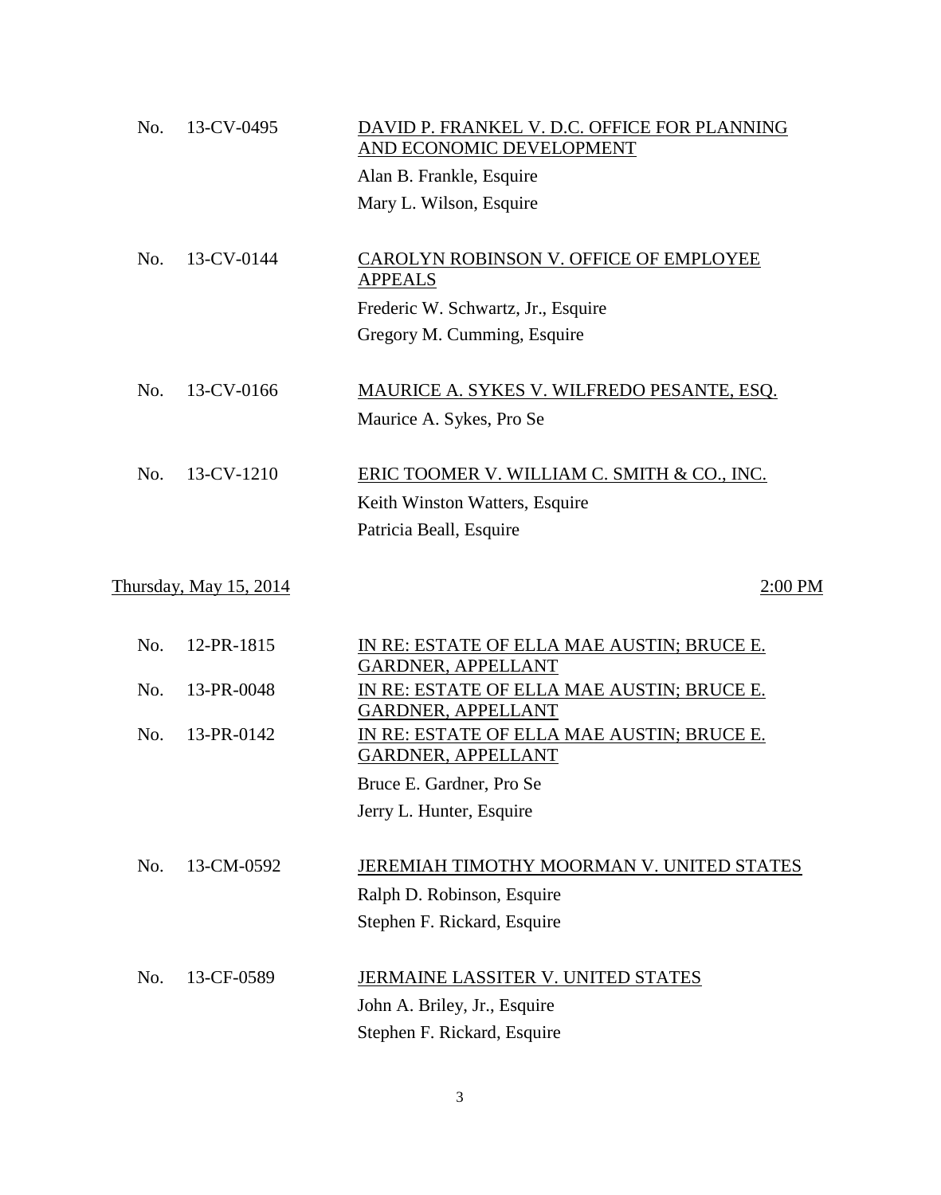No. 13-CV-0495 <u>DAVID P. FRANKEL V. D.C. OFFICE FOR PLANNING AND ECONOMIC DEVELOPMENT</u>

Alan B. Frankle, Esquire
Mary L. Wilson, Esquire

No. 13-CV-0144 <u>CAROLYN ROBINSON V. OFFICE OF EMPLOYEE APPEALS</u>

Frederic W. Schwartz, Jr., Esquire
Gregory M. Cumming, Esquire

No. 13-CV-0166 <u>MAURICE A. SYKES V. WILFREDO PESANTE, ESQ.</u>

Maurice A. Sykes, Pro Se

No. 13-CV-1210 <u>ERIC TOOMER V. WILLIAM C. SMITH & CO., INC.</u>

Keith Winston Watters, Esquire
Patricia Beall, Esquire

<u>Thursday, May 15, 2014</u> <u>2:00 PM</u>

No. 12-PR-1815 <u>IN RE: ESTATE OF ELLA MAE AUSTIN; BRUCE E. GARDNER, APPELLANT</u>
No. 13-PR-0048 <u>IN RE: ESTATE OF ELLA MAE AUSTIN; BRUCE E. GARDNER, APPELLANT</u>
No. 13-PR-0142 <u>IN RE: ESTATE OF ELLA MAE AUSTIN; BRUCE E. GARDNER, APPELLANT</u>

Bruce E. Gardner, Pro Se
Jerry L. Hunter, Esquire

No. 13-CM-0592 <u>JEREMIAH TIMOTHY MOORMAN V. UNITED STATES</u>

Ralph D. Robinson, Esquire
Stephen F. Rickard, Esquire

No. 13-CF-0589 <u>JERMAINE LASSITER V. UNITED STATES</u>

John A. Briley, Jr., Esquire
Stephen F. Rickard, Esquire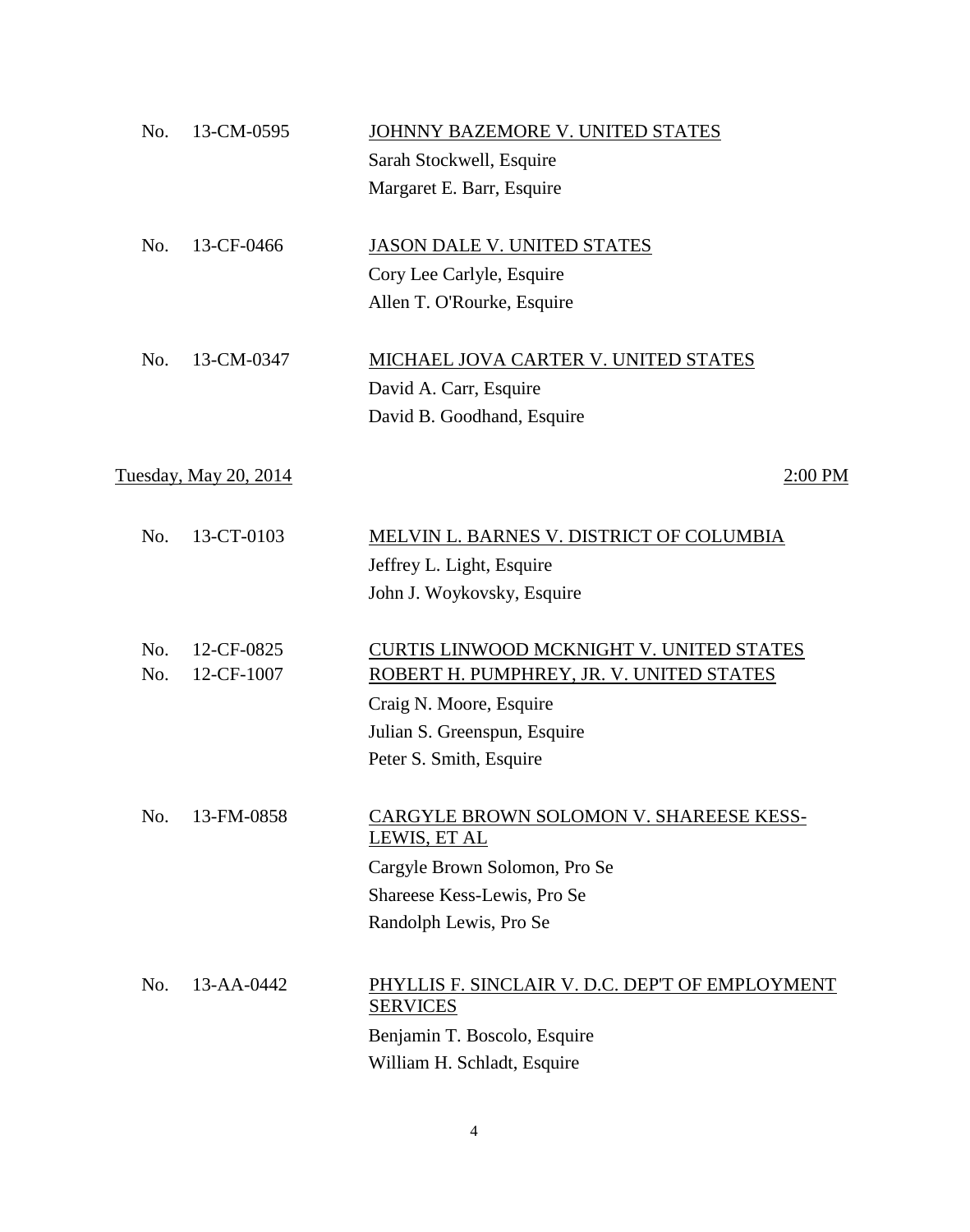No. 13-CM-0595 — <u>JOHNNY BAZEMORE V. UNITED STATES</u>
Sarah Stockwell, Esquire
Margaret E. Barr, Esquire

No. 13-CF-0466 — <u>JASON DALE V. UNITED STATES</u>
Cory Lee Carlyle, Esquire
Allen T. O'Rourke, Esquire

No. 13-CM-0347 — <u>MICHAEL JOVA CARTER V. UNITED STATES</u>
David A. Carr, Esquire
David B. Goodhand, Esquire

<u>Tuesday, May 20, 2014</u> — <u>2:00 PM</u>

No. 13-CT-0103 — <u>MELVIN L. BARNES V. DISTRICT OF COLUMBIA</u>
Jeffrey L. Light, Esquire
John J. Woykovsky, Esquire

No. 12-CF-0825 — <u>CURTIS LINWOOD MCKNIGHT V. UNITED STATES</u>
No. 12-CF-1007 — <u>ROBERT H. PUMPHREY, JR. V. UNITED STATES</u>
Craig N. Moore, Esquire
Julian S. Greenspun, Esquire
Peter S. Smith, Esquire

No. 13-FM-0858 — <u>CARGYLE BROWN SOLOMON V. SHAREESE KESS-LEWIS, ET AL</u>
Cargyle Brown Solomon, Pro Se
Shareese Kess-Lewis, Pro Se
Randolph Lewis, Pro Se

No. 13-AA-0442 — <u>PHYLLIS F. SINCLAIR V. D.C. DEP'T OF EMPLOYMENT SERVICES</u>
Benjamin T. Boscolo, Esquire
William H. Schladt, Esquire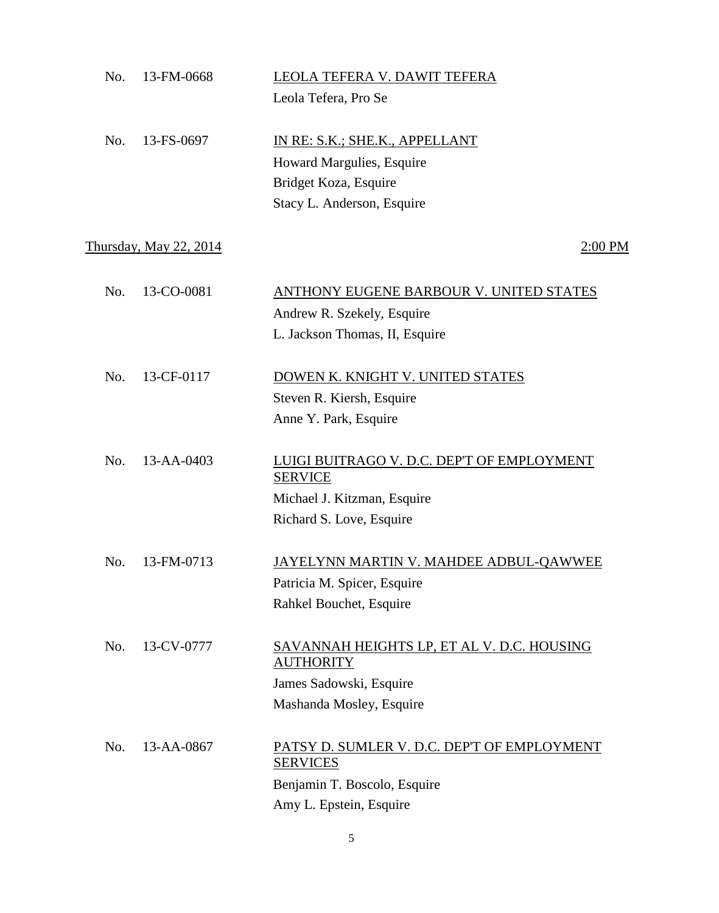No. 13-FM-0668 — <u>LEOLA TEFERA V. DAWIT TEFERA</u>
Leola Tefera, Pro Se

No. 13-FS-0697 — <u>IN RE: S.K.; SHE.K., APPELLANT</u>
Howard Margulies, Esquire
Bridget Koza, Esquire
Stacy L. Anderson, Esquire

<u>Thursday, May 22, 2014</u> — <u>2:00 PM</u>

No. 13-CO-0081 — <u>ANTHONY EUGENE BARBOUR V. UNITED STATES</u>
Andrew R. Szekely, Esquire
L. Jackson Thomas, II, Esquire

No. 13-CF-0117 — <u>DOWEN K. KNIGHT V. UNITED STATES</u>
Steven R. Kiersh, Esquire
Anne Y. Park, Esquire

No. 13-AA-0403 — <u>LUIGI BUITRAGO V. D.C. DEP'T OF EMPLOYMENT SERVICE</u>
Michael J. Kitzman, Esquire
Richard S. Love, Esquire

No. 13-FM-0713 — <u>JAYELYNN MARTIN V. MAHDEE ADBUL-QAWWEE</u>
Patricia M. Spicer, Esquire
Rahkel Bouchet, Esquire

No. 13-CV-0777 — <u>SAVANNAH HEIGHTS LP, ET AL V. D.C. HOUSING AUTHORITY</u>
James Sadowski, Esquire
Mashanda Mosley, Esquire

No. 13-AA-0867 — <u>PATSY D. SUMLER V. D.C. DEP'T OF EMPLOYMENT SERVICES</u>
Benjamin T. Boscolo, Esquire
Amy L. Epstein, Esquire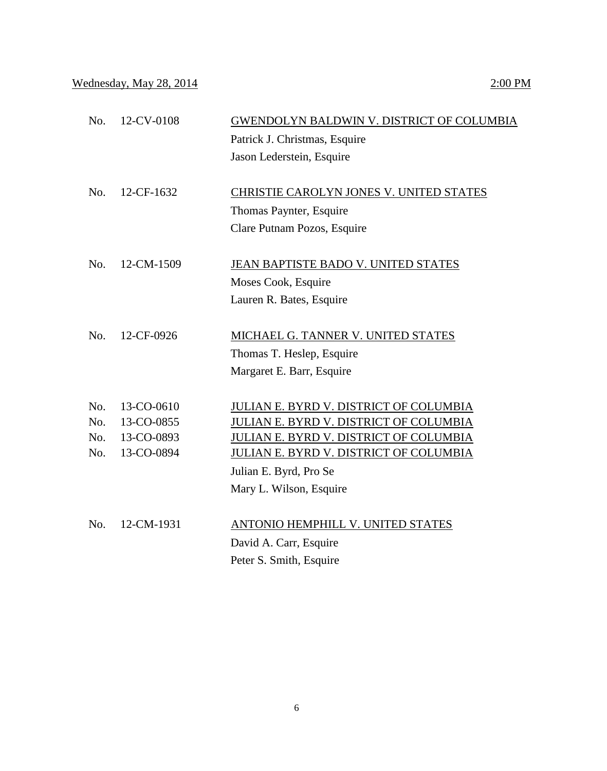<u>Wednesday, May 28, 2014</u> <u>2:00 PM</u>

No. 12-CV-0108 — <u>GWENDOLYN BALDWIN V. DISTRICT OF COLUMBIA</u>
Patrick J. Christmas, Esquire
Jason Lederstein, Esquire

No. 12-CF-1632 — <u>CHRISTIE CAROLYN JONES V. UNITED STATES</u>
Thomas Paynter, Esquire
Clare Putnam Pozos, Esquire

No. 12-CM-1509 — <u>JEAN BAPTISTE BADO V. UNITED STATES</u>
Moses Cook, Esquire
Lauren R. Bates, Esquire

No. 12-CF-0926 — <u>MICHAEL G. TANNER V. UNITED STATES</u>
Thomas T. Heslep, Esquire
Margaret E. Barr, Esquire

No. 13-CO-0610 — <u>JULIAN E. BYRD V. DISTRICT OF COLUMBIA</u>
No. 13-CO-0855 — <u>JULIAN E. BYRD V. DISTRICT OF COLUMBIA</u>
No. 13-CO-0893 — <u>JULIAN E. BYRD V. DISTRICT OF COLUMBIA</u>
No. 13-CO-0894 — <u>JULIAN E. BYRD V. DISTRICT OF COLUMBIA</u>
Julian E. Byrd, Pro Se
Mary L. Wilson, Esquire

No. 12-CM-1931 — <u>ANTONIO HEMPHILL V. UNITED STATES</u>
David A. Carr, Esquire
Peter S. Smith, Esquire